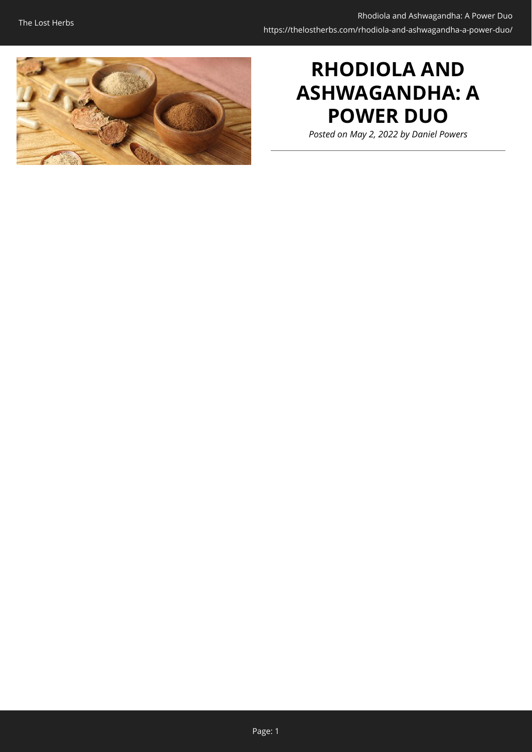# RHODIOLA AND ASHWAGANDHA: A POWER DUO

*Posted on May 2, 2022 by Daniel Powers*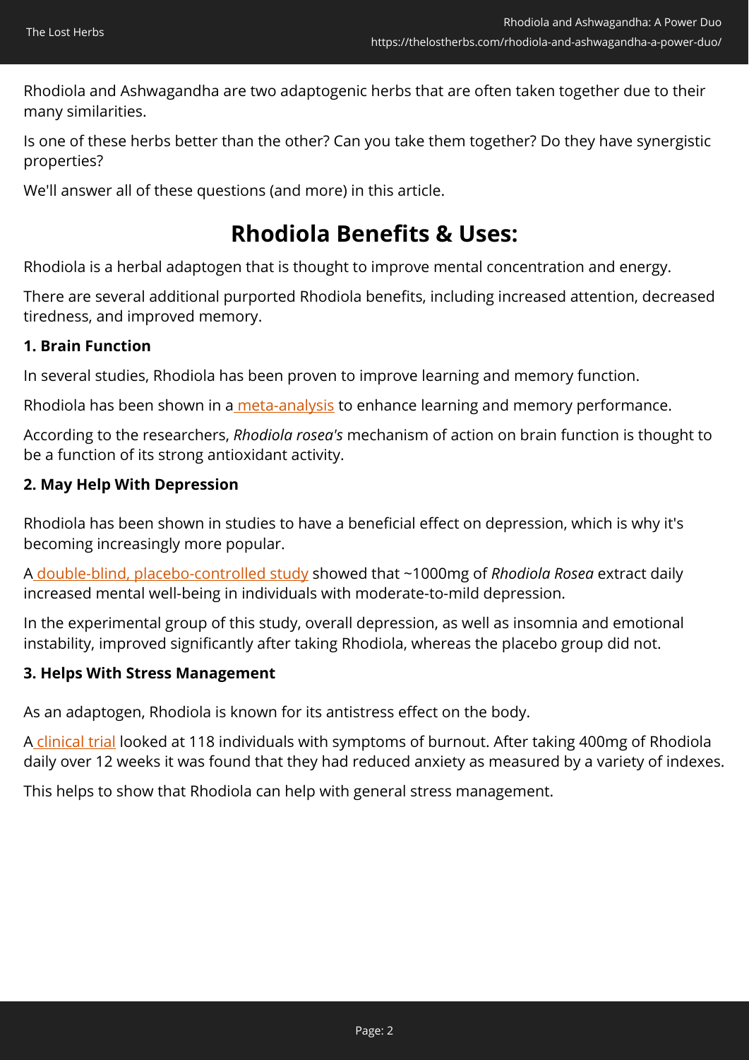Rhodiola and Ashwagandha are two adaptogenic herbs that are often taken together due to their many similarities.

Is one of these herbs better than the other? Can you take them together? Do they have synergistic properties?

We'll answer all of these questions (and more) in this article.

## Rhodiola Benefits & Uses:

Rhodiola is a herbal adaptogen that is thought to improve mental concentration and energy.

There are several additional purported Rhodiola benefits, including increased attention, decreased tiredness, and improved memory.

### 1. Brain Function

In several studies, Rhodiola has been proven to improve learning and memory function.

Rhodiola has been shown in a meta-analysis to enhance learning and memory performance.

According to the researchers, *Rhodiola rosea's* mechanism of action on brain function is thought to be a function of its strong antioxidant activity.

### 2. May Help With Depression

Rhodiola has been shown in studies to have a beneficial effect on depression, which is why it's becoming increasingly more popular.

A double-blind, placebo-controlled study showed that ~1000mg of *Rhodiola Rosea* extract daily increased mental well-being in individuals with moderate-to-mild depression.

In the experimental group of this study, overall depression, as well as insomnia and emotional instability, improved significantly after taking Rhodiola, whereas the placebo group did not.

### 3. Helps With Stress Management

As an adaptogen, Rhodiola is known for its antistress effect on the body.

A clinical trial looked at 118 individuals with symptoms of burnout. After taking 400mg of Rhodiola daily over 12 weeks it was found that they had reduced anxiety as measured by a variety of indexes.

This helps to show that Rhodiola can help with general stress management.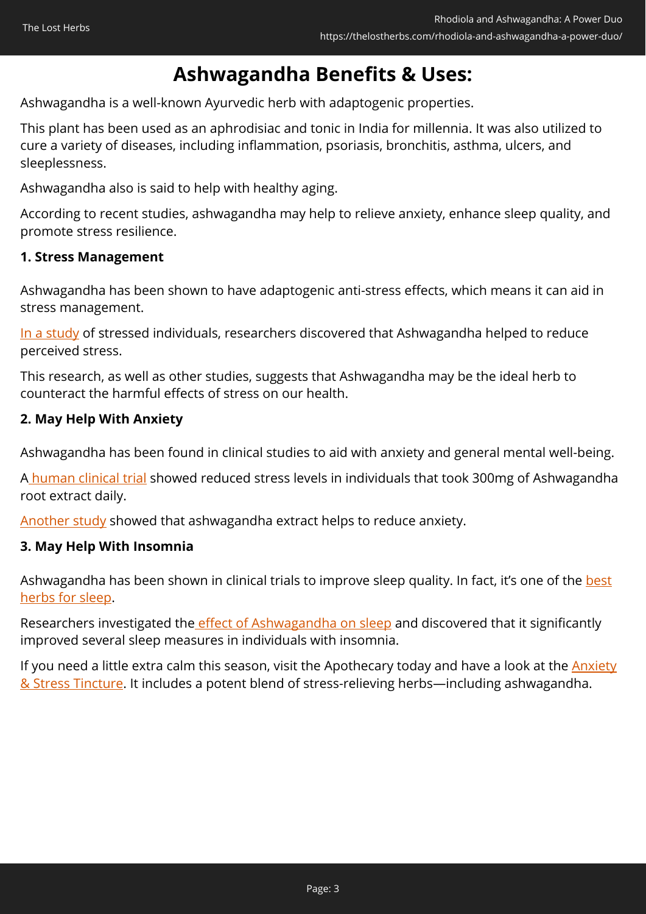# Ashwagandha Benefits & Uses:

Ashwagandha is a well-known Ayurvedic herb with adaptogenic properties.

This plant has been used as an aphrodisiac and tonic in India for millennia. It was also utilized to cure a variety of diseases, including inflammation, psoriasis, bronchitis, asthma, ulcers, and sleeplessness.

Ashwagandha also is said to help with healthy aging.

According to recent studies, ashwagandha may help to relieve anxiety, enhance sleep quality, and promote stress resilience.

### 1. Stress Management

Ashwagandha has been shown to have adaptogenic anti-stress effects, which means it can aid in stress management.

In a study of stressed individuals, researchers discovered that Ashwagandha helped to reduce perceived stress.

This research, as well as other studies, suggests that Ashwagandha may be the ideal herb to counteract the harmful effects of stress on our health.

### 2. May Help With Anxiety

Ashwagandha has been found in clinical studies to aid with anxiety and general mental well-being.

A human clinical trial showed reduced stress levels in individuals that took 300mg of Ashwagandha root extract daily.

Another study showed that ashwagandha extract helps to reduce anxiety.

### 3. May Help With Insomnia

Ashwagandha has been shown in clinical trials to improve sleep quality. In fact, it's one of the best herbs for sleep.

Researchers investigated the effect of Ashwagandha on sleep and discovered that it significantly improved several sleep measures in individuals with insomnia.

If you need a little extra calm this season, visit the Apothecary today and have a look at the Anxiety & Stress Tincture. It includes a potent blend of stress-relieving herbs—including ashwagandha.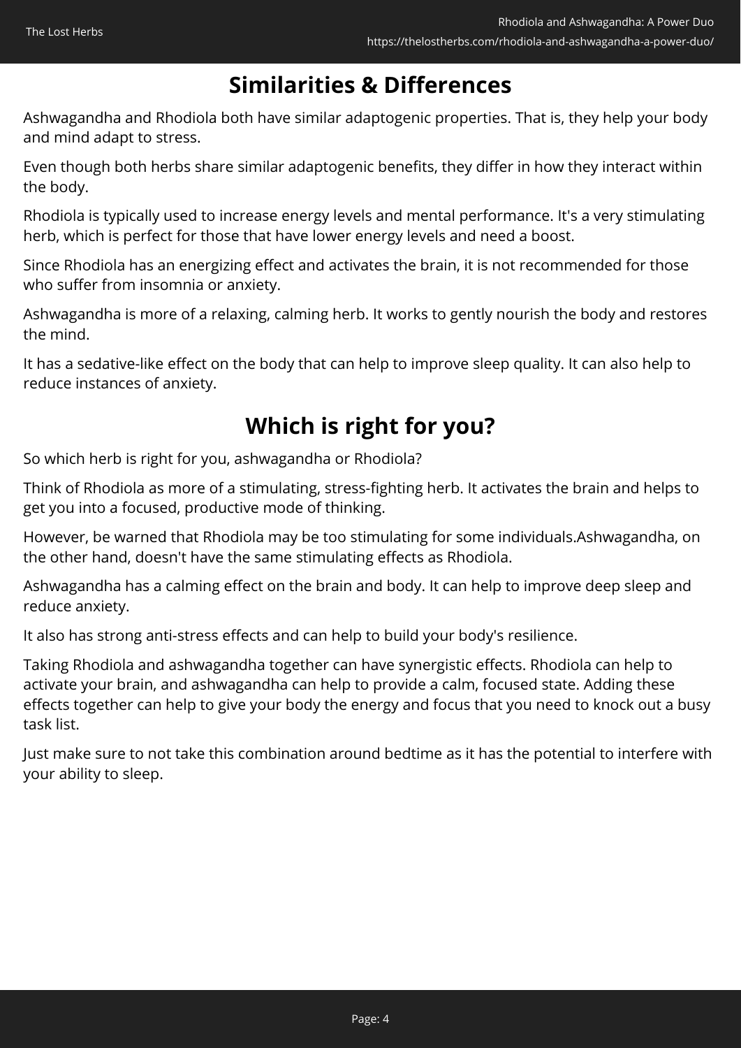## Similarities & Differences

Ashwagandha and Rhodiola both have similar adaptogenic properties. That is, they help your body and mind adapt to stress.

Even though both herbs share similar adaptogenic benefits, they differ in how they interact within the body.

Rhodiola is typically used to increase energy levels and mental performance. It's a very stimulating herb, which is perfect for those that have lower energy levels and need a boost.

Since Rhodiola has an energizing effect and activates the brain, it is not recommended for those who suffer from insomnia or anxiety.

Ashwagandha is more of a relaxing, calming herb. It works to gently nourish the body and restores the mind.

It has a sedative-like effect on the body that can help to improve sleep quality. It can also help to reduce instances of anxiety.

## Which is right for you?

So which herb is right for you, ashwagandha or Rhodiola?

Think of Rhodiola as more of a stimulating, stress-fighting herb. It activates the brain and helps to get you into a focused, productive mode of thinking.

However, be warned that Rhodiola may be too stimulating for some individuals.Ashwagandha, on the other hand, doesn't have the same stimulating effects as Rhodiola.

Ashwagandha has a calming effect on the brain and body. It can help to improve deep sleep and reduce anxiety.

It also has strong anti-stress effects and can help to build your body's resilience.

Taking Rhodiola and ashwagandha together can have synergistic effects. Rhodiola can help to activate your brain, and ashwagandha can help to provide a calm, focused state. Adding these effects together can help to give your body the energy and focus that you need to knock out a busy task list.

Just make sure to not take this combination around bedtime as it has the potential to interfere with your ability to sleep.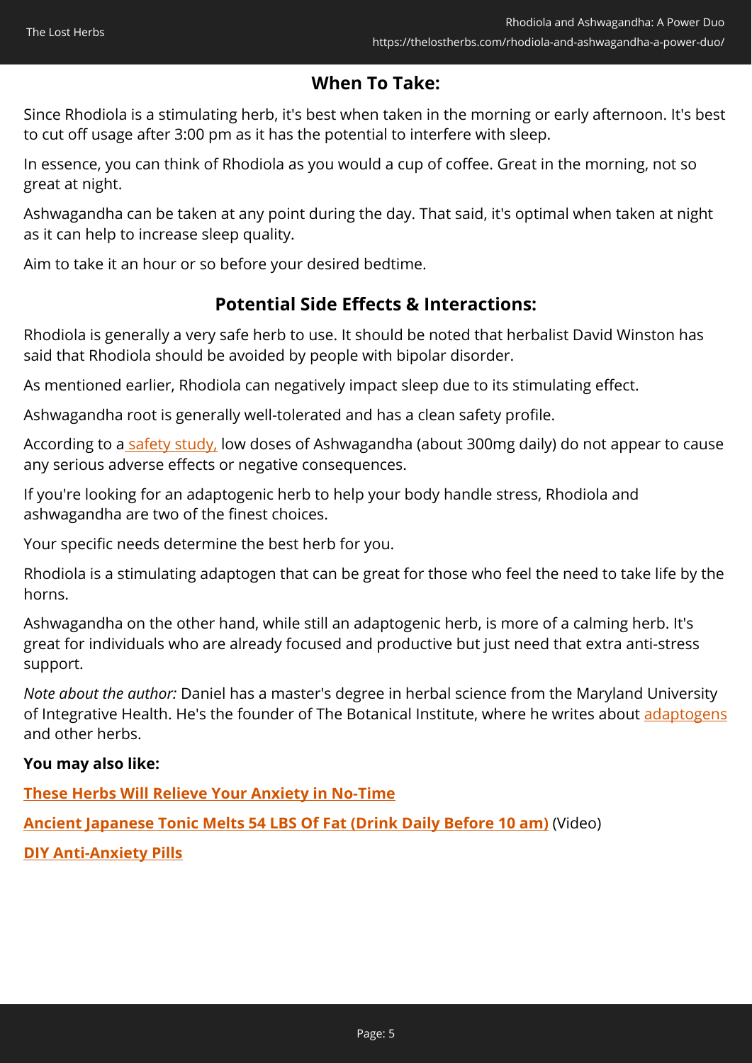## When To Take:

Since Rhodiola is a stimulating herb, it's best when taken in the morning or early afternoon. It's best to cut off usage after 3:00 pm as it has the potential to interfere with sleep.

In essence, you can think of Rhodiola as you would a cup of coffee. Great in the morning, not so great at night.

Ashwagandha can be taken at any point during the day. That said, it's optimal when taken at night as it can help to increase sleep quality.

Aim to take it an hour or so before your desired bedtime.

## Potential Side Effects & Interactions:

Rhodiola is generally a very safe herb to use. It should be noted that herbalist David Winston has said that Rhodiola should be avoided by people with bipolar disorder.

As mentioned earlier, Rhodiola can negatively impact sleep due to its stimulating effect.

Ashwagandha root is generally well-tolerated and has a clean safety profile.

According to a safety study, low doses of Ashwagandha (about 300mg daily) do not appear to cause any serious adverse effects or negative consequences.

If you're looking for an adaptogenic herb to help your body handle stress, Rhodiola and ashwagandha are two of the finest choices.

Your specific needs determine the best herb for you.

Rhodiola is a stimulating adaptogen that can be great for those who feel the need to take life by the horns.

Ashwagandha on the other hand, while still an adaptogenic herb, is more of a calming herb. It's great for individuals who are already focused and productive but just need that extra anti-stress support.

*Note about the author:* Daniel has a master's degree in herbal science from the Maryland University of Integrative Health. He's the founder of The Botanical Institute, where he writes about adaptogens and other herbs.

**You may also like:**

**These Herbs Will Relieve Your Anxiety in No-Time**

**Ancient Japanese Tonic Melts 54 LBS Of Fat (Drink Daily Before 10 am)** (Video)

**DIY Anti-Anxiety Pills**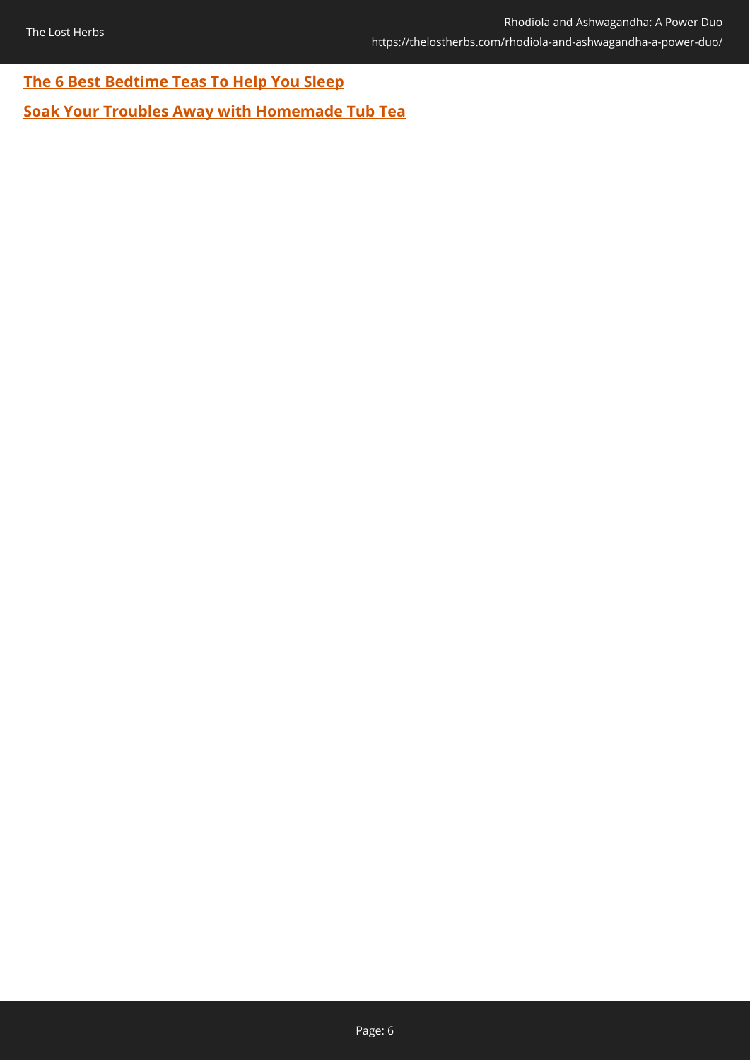**The 6 Best Bedtime Teas To Help You Sleep**

**Soak Your Troubles Away with Homemade Tub Tea**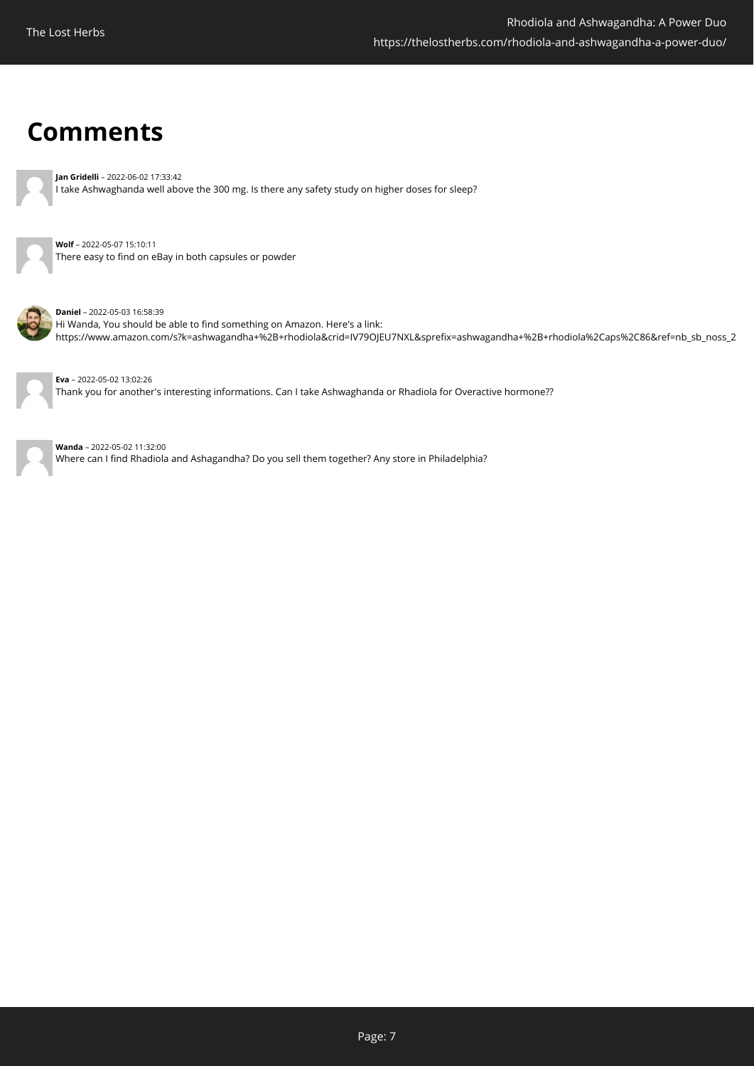# Comments

**Jan Gridelli** – 2022-06-02 17:33:42
I take Ashwaghanda well above the 300 mg. Is there any safety study on higher doses for sleep?

**Wolf** – 2022-05-07 15:10:11
There easy to find on eBay in both capsules or powder

**Daniel** – 2022-05-03 16:58:39
Hi Wanda, You should be able to find something on Amazon. Here's a link:
https://www.amazon.com/s?k=ashwagandha+%2B+rhodiola&crid=IV79OJEU7NXL&sprefix=ashwagandha+%2B+rhodiola%2Caps%2C86&ref=nb_sb_noss_2

**Eva** – 2022-05-02 13:02:26
Thank you for another's interesting informations. Can I take Ashwaghanda or Rhadiola for Overactive hormone??

**Wanda** – 2022-05-02 11:32:00
Where can I find Rhadiola and Ashagandha? Do you sell them together? Any store in Philadelphia?